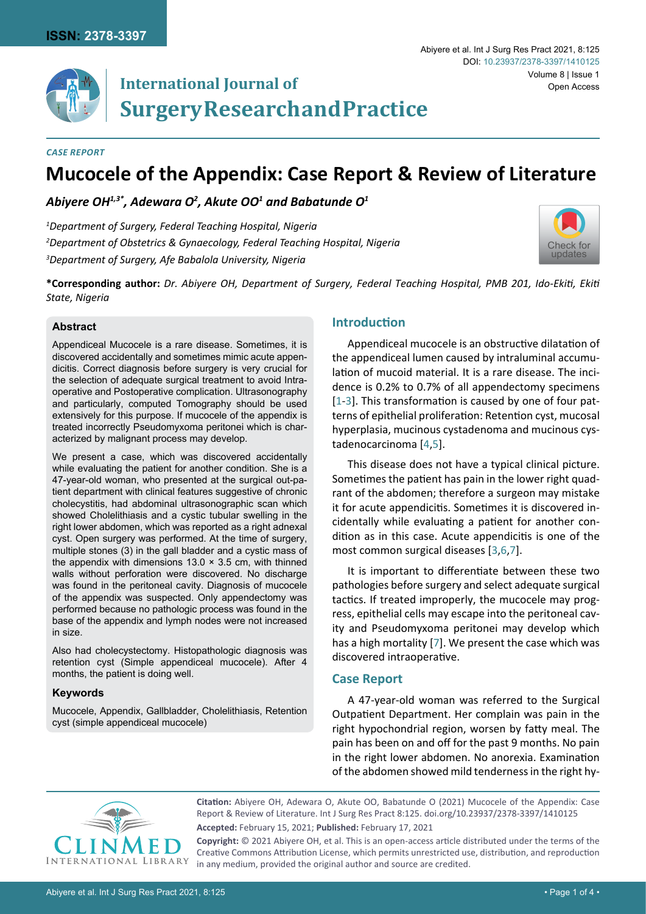ISSN: 2378-3397

Abiyere et al. Int J Surg Res Pract 2021, 8:125

DOI: 10.23937/2378-3397/1410125

Volume 8 | Issue 1

Open Access

International Journal of
Surgery Research and Practice

*CASE REPORT*

# Mucocele of the Appendix: Case Report & Review of Literature

***Abiyere OH[1,3*], Adewara O[2], Akute OO[1] and Babatunde O[1]***

*[1]Department of Surgery, Federal Teaching Hospital, Nigeria*

*[2]Department of Obstetrics & Gynaecology, Federal Teaching Hospital, Nigeria*

*[3]Department of Surgery, Afe Babalola University, Nigeria*

**\*Corresponding author:** *Dr. Abiyere OH, Department of Surgery, Federal Teaching Hospital, PMB 201, Ido-Ekiti, Ekiti State, Nigeria*

### Abstract

Appendiceal Mucocele is a rare disease. Sometimes, it is discovered accidentally and sometimes mimic acute appendicitis. Correct diagnosis before surgery is very crucial for the selection of adequate surgical treatment to avoid Intraoperative and Postoperative complication. Ultrasonography and particularly, computed Tomography should be used extensively for this purpose. If mucocele of the appendix is treated incorrectly Pseudomyxoma peritonei which is characterized by malignant process may develop.

We present a case, which was discovered accidentally while evaluating the patient for another condition. She is a 47-year-old woman, who presented at the surgical out-patient department with clinical features suggestive of chronic cholecystitis, had abdominal ultrasonographic scan which showed Cholelithiasis and a cystic tubular swelling in the right lower abdomen, which was reported as a right adnexal cyst. Open surgery was performed. At the time of surgery, multiple stones (3) in the gall bladder and a cystic mass of the appendix with dimensions 13.0 × 3.5 cm, with thinned walls without perforation were discovered. No discharge was found in the peritoneal cavity. Diagnosis of mucocele of the appendix was suspected. Only appendectomy was performed because no pathologic process was found in the base of the appendix and lymph nodes were not increased in size.

Also had cholecystectomy. Histopathologic diagnosis was retention cyst (Simple appendiceal mucocele). After 4 months, the patient is doing well.

### Keywords

Mucocele, Appendix, Gallbladder, Cholelithiasis, Retention cyst (simple appendiceal mucocele)

## Introduction

Appendiceal mucocele is an obstructive dilatation of the appendiceal lumen caused by intraluminal accumulation of mucoid material. It is a rare disease. The incidence is 0.2% to 0.7% of all appendectomy specimens [1-3]. This transformation is caused by one of four patterns of epithelial proliferation: Retention cyst, mucosal hyperplasia, mucinous cystadenoma and mucinous cystadenocarcinoma [4,5].

This disease does not have a typical clinical picture. Sometimes the patient has pain in the lower right quadrant of the abdomen; therefore a surgeon may mistake it for acute appendicitis. Sometimes it is discovered incidentally while evaluating a patient for another condition as in this case. Acute appendicitis is one of the most common surgical diseases [3,6,7].

It is important to differentiate between these two pathologies before surgery and select adequate surgical tactics. If treated improperly, the mucocele may progress, epithelial cells may escape into the peritoneal cavity and Pseudomyxoma peritonei may develop which has a high mortality [7]. We present the case which was discovered intraoperative.

## Case Report

A 47-year-old woman was referred to the Surgical Outpatient Department. Her complain was pain in the right hypochondrial region, worsen by fatty meal. The pain has been on and off for the past 9 months. No pain in the right lower abdomen. No anorexia. Examination of the abdomen showed mild tenderness in the right hy-

**Citation:** Abiyere OH, Adewara O, Akute OO, Babatunde O (2021) Mucocele of the Appendix: Case Report & Review of Literature. Int J Surg Res Pract 8:125. doi.org/10.23937/2378-3397/1410125

**Accepted:** February 15, 2021; **Published:** February 17, 2021

**Copyright:** © 2021 Abiyere OH, et al. This is an open-access article distributed under the terms of the Creative Commons Attribution License, which permits unrestricted use, distribution, and reproduction in any medium, provided the original author and source are credited.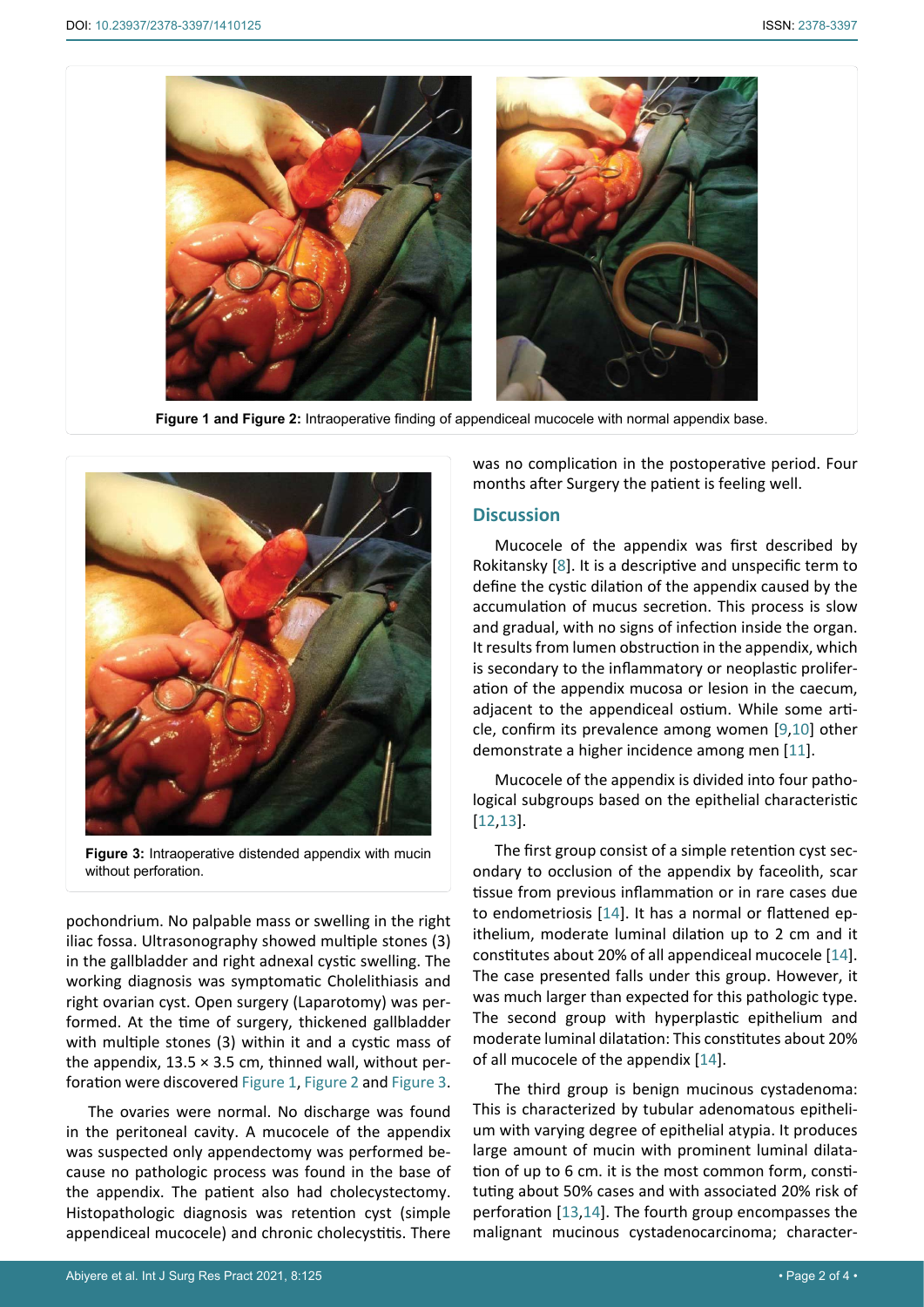Figure 1 and Figure 2: Intraoperative finding of appendiceal mucocele with normal appendix base.

Figure 3: Intraoperative distended appendix with mucin without perforation.

pochondrium. No palpable mass or swelling in the right iliac fossa. Ultrasonography showed multiple stones (3) in the gallbladder and right adnexal cystic swelling. The working diagnosis was symptomatic Cholelithiasis and right ovarian cyst. Open surgery (Laparotomy) was performed. At the time of surgery, thickened gallbladder with multiple stones (3) within it and a cystic mass of the appendix, 13.5 × 3.5 cm, thinned wall, without perforation were discovered Figure 1, Figure 2 and Figure 3.

The ovaries were normal. No discharge was found in the peritoneal cavity. A mucocele of the appendix was suspected only appendectomy was performed because no pathologic process was found in the base of the appendix. The patient also had cholecystectomy. Histopathologic diagnosis was retention cyst (simple appendiceal mucocele) and chronic cholecystitis. There was no complication in the postoperative period. Four months after Surgery the patient is feeling well.

## Discussion

Mucocele of the appendix was first described by Rokitansky [8]. It is a descriptive and unspecific term to define the cystic dilation of the appendix caused by the accumulation of mucus secretion. This process is slow and gradual, with no signs of infection inside the organ. It results from lumen obstruction in the appendix, which is secondary to the inflammatory or neoplastic proliferation of the appendix mucosa or lesion in the caecum, adjacent to the appendiceal ostium. While some article, confirm its prevalence among women [9,10] other demonstrate a higher incidence among men [11].

Mucocele of the appendix is divided into four pathological subgroups based on the epithelial characteristic [12,13].

The first group consist of a simple retention cyst secondary to occlusion of the appendix by faceolith, scar tissue from previous inflammation or in rare cases due to endometriosis [14]. It has a normal or flattened epithelium, moderate luminal dilation up to 2 cm and it constitutes about 20% of all appendiceal mucocele [14]. The case presented falls under this group. However, it was much larger than expected for this pathologic type. The second group with hyperplastic epithelium and moderate luminal dilatation: This constitutes about 20% of all mucocele of the appendix [14].

The third group is benign mucinous cystadenoma: This is characterized by tubular adenomatous epithelium with varying degree of epithelial atypia. It produces large amount of mucin with prominent luminal dilatation of up to 6 cm. it is the most common form, constituting about 50% cases and with associated 20% risk of perforation [13,14]. The fourth group encompasses the malignant mucinous cystadenocarcinoma; character-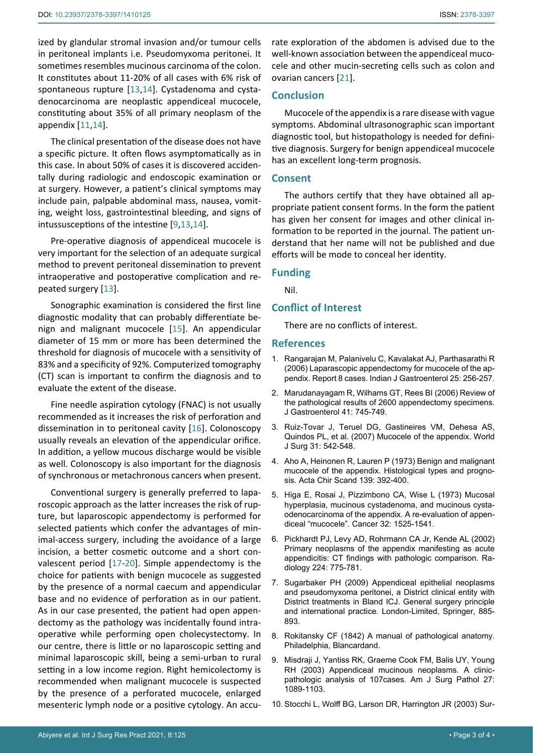ized by glandular stromal invasion and/or tumour cells in peritoneal implants i.e. Pseudomyxoma peritonei. It sometimes resembles mucinous carcinoma of the colon. It constitutes about 11-20% of all cases with 6% risk of spontaneous rupture [13,14]. Cystadenoma and cystadenocarcinoma are neoplastic appendiceal mucocele, constituting about 35% of all primary neoplasm of the appendix [11,14].

The clinical presentation of the disease does not have a specific picture. It often flows asymptomatically as in this case. In about 50% of cases it is discovered accidentally during radiologic and endoscopic examination or at surgery. However, a patient's clinical symptoms may include pain, palpable abdominal mass, nausea, vomiting, weight loss, gastrointestinal bleeding, and signs of intussusceptions of the intestine [9,13,14].

Pre-operative diagnosis of appendiceal mucocele is very important for the selection of an adequate surgical method to prevent peritoneal dissemination to prevent intraoperative and postoperative complication and repeated surgery [13].

Sonographic examination is considered the first line diagnostic modality that can probably differentiate benign and malignant mucocele [15]. An appendicular diameter of 15 mm or more has been determined the threshold for diagnosis of mucocele with a sensitivity of 83% and a specificity of 92%. Computerized tomography (CT) scan is important to confirm the diagnosis and to evaluate the extent of the disease.

Fine needle aspiration cytology (FNAC) is not usually recommended as it increases the risk of perforation and dissemination in to peritoneal cavity [16]. Colonoscopy usually reveals an elevation of the appendicular orifice. In addition, a yellow mucous discharge would be visible as well. Colonoscopy is also important for the diagnosis of synchronous or metachronous cancers when present.

Conventional surgery is generally preferred to laparoscopic approach as the latter increases the risk of rupture, but laparoscopic appendectomy is performed for selected patients which confer the advantages of minimal-access surgery, including the avoidance of a large incision, a better cosmetic outcome and a short convalescent period [17-20]. Simple appendectomy is the choice for patients with benign mucocele as suggested by the presence of a normal caecum and appendicular base and no evidence of perforation as in our patient. As in our case presented, the patient had open appendectomy as the pathology was incidentally found intraoperative while performing open cholecystectomy. In our centre, there is little or no laparoscopic setting and minimal laparoscopic skill, being a semi-urban to rural setting in a low income region. Right hemicolectomy is recommended when malignant mucocele is suspected by the presence of a perforated mucocele, enlarged mesenteric lymph node or a positive cytology. An accurate exploration of the abdomen is advised due to the well-known association between the appendiceal mucocele and other mucin-secreting cells such as colon and ovarian cancers [21].

## Conclusion

Mucocele of the appendix is a rare disease with vague symptoms. Abdominal ultrasonographic scan important diagnostic tool, but histopathology is needed for definitive diagnosis. Surgery for benign appendiceal mucocele has an excellent long-term prognosis.

## Consent

The authors certify that they have obtained all appropriate patient consent forms. In the form the patient has given her consent for images and other clinical information to be reported in the journal. The patient understand that her name will not be published and due efforts will be mode to conceal her identity.

## Funding

Nil.

## Conflict of Interest

There are no conflicts of interest.

## References

1. Rangarajan M, Palanivelu C, Kavalakat AJ, Parthasarathi R (2006) Laparoscopic appendectomy for mucocele of the appendix. Report 8 cases. Indian J Gastroenterol 25: 256-257.
2. Marudanayagam R, Wilhams GT, Rees BI (2006) Review of the pathological results of 2600 appendectomy specimens. J Gastroenterol 41: 745-749.
3. Ruiz-Tovar J, Teruel DG, Gastineires VM, Dehesa AS, Quindos PL, et al. (2007) Mucocele of the appendix. World J Surg 31: 542-548.
4. Aho A, Heinonen R, Lauren P (1973) Benign and malignant mucocele of the appendix. Histological types and prognosis. Acta Chir Scand 139: 392-400.
5. Higa E, Rosai J, Pizzimbono CA, Wise L (1973) Mucosal hyperplasia, mucinous cystadenoma, and mucinous cystaodenocarcinoma of the appendix. A re-evaluation of appendiceal "mucocele". Cancer 32: 1525-1541.
6. Pickhardt PJ, Levy AD, Rohrmann CA Jr, Kende AL (2002) Primary neoplasms of the appendix manifesting as acute appendicitis: CT findings with pathologic comparison. Radiology 224: 775-781.
7. Sugarbaker PH (2009) Appendiceal epithelial neoplasms and pseudomyxoma peritonei, a District clinical entity with District treatments in Bland ICJ. General surgery principle and international practice. London-Limited, Springer, 885-893.
8. Rokitansky CF (1842) A manual of pathological anatomy. Philadelphia, Blancardand.
9. Misdraji J, Yantiss RK, Graeme Cook FM, Balis UY, Young RH (2003) Appendiceal mucinous neoplasms. A clinicpathologic analysis of 107cases. Am J Surg Pathol 27: 1089-1103.
10. Stocchi L, Wolff BG, Larson DR, Harrington JR (2003) Sur-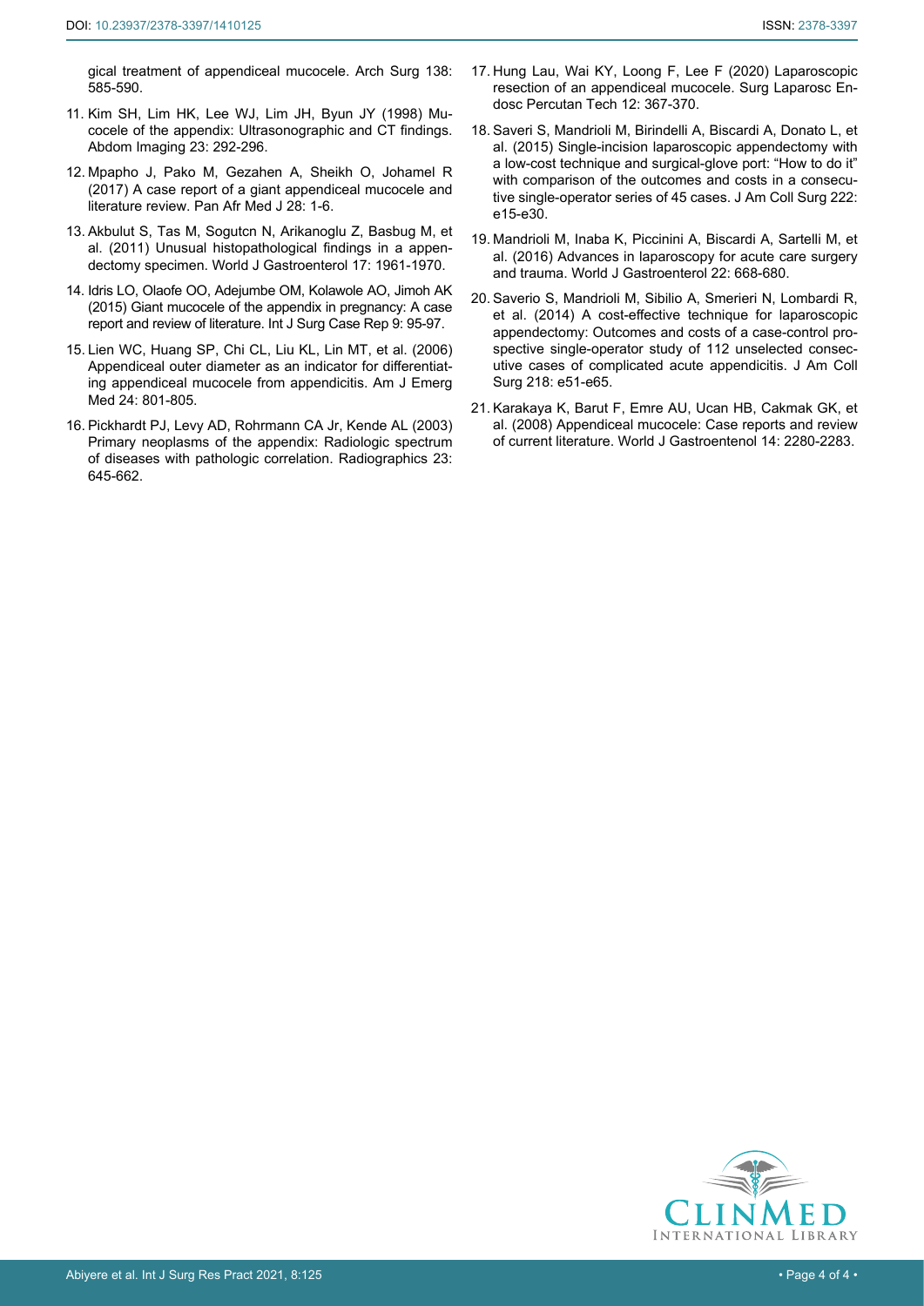gical treatment of appendiceal mucocele. Arch Surg 138: 585-590.

11. Kim SH, Lim HK, Lee WJ, Lim JH, Byun JY (1998) Mucocele of the appendix: Ultrasonographic and CT findings. Abdom Imaging 23: 292-296.

12. Mpapho J, Pako M, Gezahen A, Sheikh O, Johamel R (2017) A case report of a giant appendiceal mucocele and literature review. Pan Afr Med J 28: 1-6.

13. Akbulut S, Tas M, Sogutcn N, Arikanoglu Z, Basbug M, et al. (2011) Unusual histopathological findings in a appendectomy specimen. World J Gastroenterol 17: 1961-1970.

14. Idris LO, Olaofe OO, Adejumbe OM, Kolawole AO, Jimoh AK (2015) Giant mucocele of the appendix in pregnancy: A case report and review of literature. Int J Surg Case Rep 9: 95-97.

15. Lien WC, Huang SP, Chi CL, Liu KL, Lin MT, et al. (2006) Appendiceal outer diameter as an indicator for differentiating appendiceal mucocele from appendicitis. Am J Emerg Med 24: 801-805.

16. Pickhardt PJ, Levy AD, Rohrmann CA Jr, Kende AL (2003) Primary neoplasms of the appendix: Radiologic spectrum of diseases with pathologic correlation. Radiographics 23: 645-662.

17. Hung Lau, Wai KY, Loong F, Lee F (2020) Laparoscopic resection of an appendiceal mucocele. Surg Laparosc Endosc Percutan Tech 12: 367-370.

18. Saveri S, Mandrioli M, Birindelli A, Biscardi A, Donato L, et al. (2015) Single-incision laparoscopic appendectomy with a low-cost technique and surgical-glove port: "How to do it" with comparison of the outcomes and costs in a consecutive single-operator series of 45 cases. J Am Coll Surg 222: e15-e30.

19. Mandrioli M, Inaba K, Piccinini A, Biscardi A, Sartelli M, et al. (2016) Advances in laparoscopy for acute care surgery and trauma. World J Gastroenterol 22: 668-680.

20. Saverio S, Mandrioli M, Sibilio A, Smerieri N, Lombardi R, et al. (2014) A cost-effective technique for laparoscopic appendectomy: Outcomes and costs of a case-control prospective single-operator study of 112 unselected consecutive cases of complicated acute appendicitis. J Am Coll Surg 218: e51-e65.

21. Karakaya K, Barut F, Emre AU, Ucan HB, Cakmak GK, et al. (2008) Appendiceal mucocele: Case reports and review of current literature. World J Gastroentenol 14: 2280-2283.